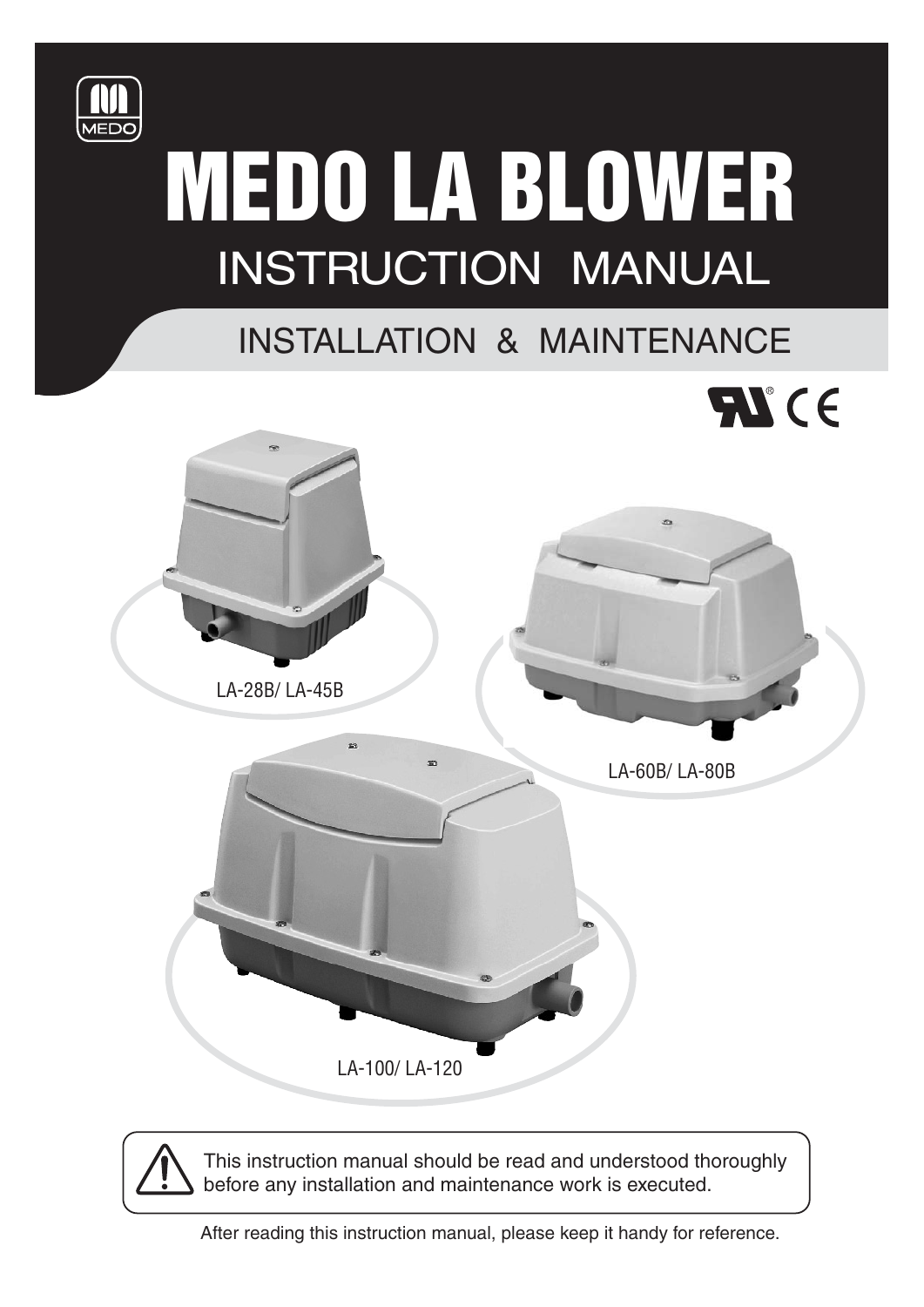MEDO

# MEDO LA BLOWER

## INSTRUCTION MANUAL

### INSTALLATION & MAINTENANCE

LA-28B/ LA-45B

LA-60B/ LA-80B

LA-100/ LA-120

This instruction manual should be read and understood thoroughly before any installation and maintenance work is executed.

After reading this instruction manual, please keep it handy for reference.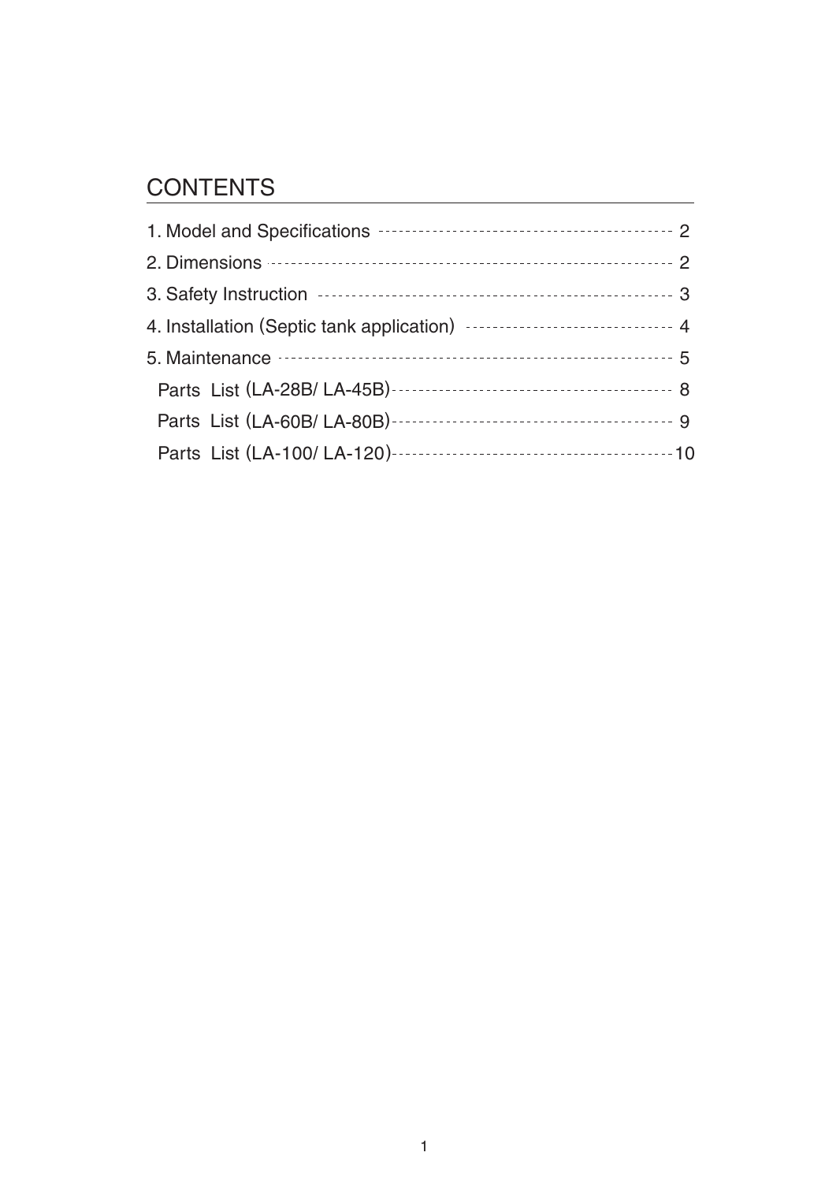# CONTENTS

1. Model and Specifications ........................................ 2
2. Dimensions ........................................................ 2
3. Safety Instruction ................................................ 3
4. Installation (Septic tank application) ............................ 4
5. Maintenance ....................................................... 5
   - Parts List (LA-28B/ LA-45B) ..................................... 8
   - Parts List (LA-60B/ LA-80B) ..................................... 9
   - Parts List (LA-100/ LA-120) ..................................... 10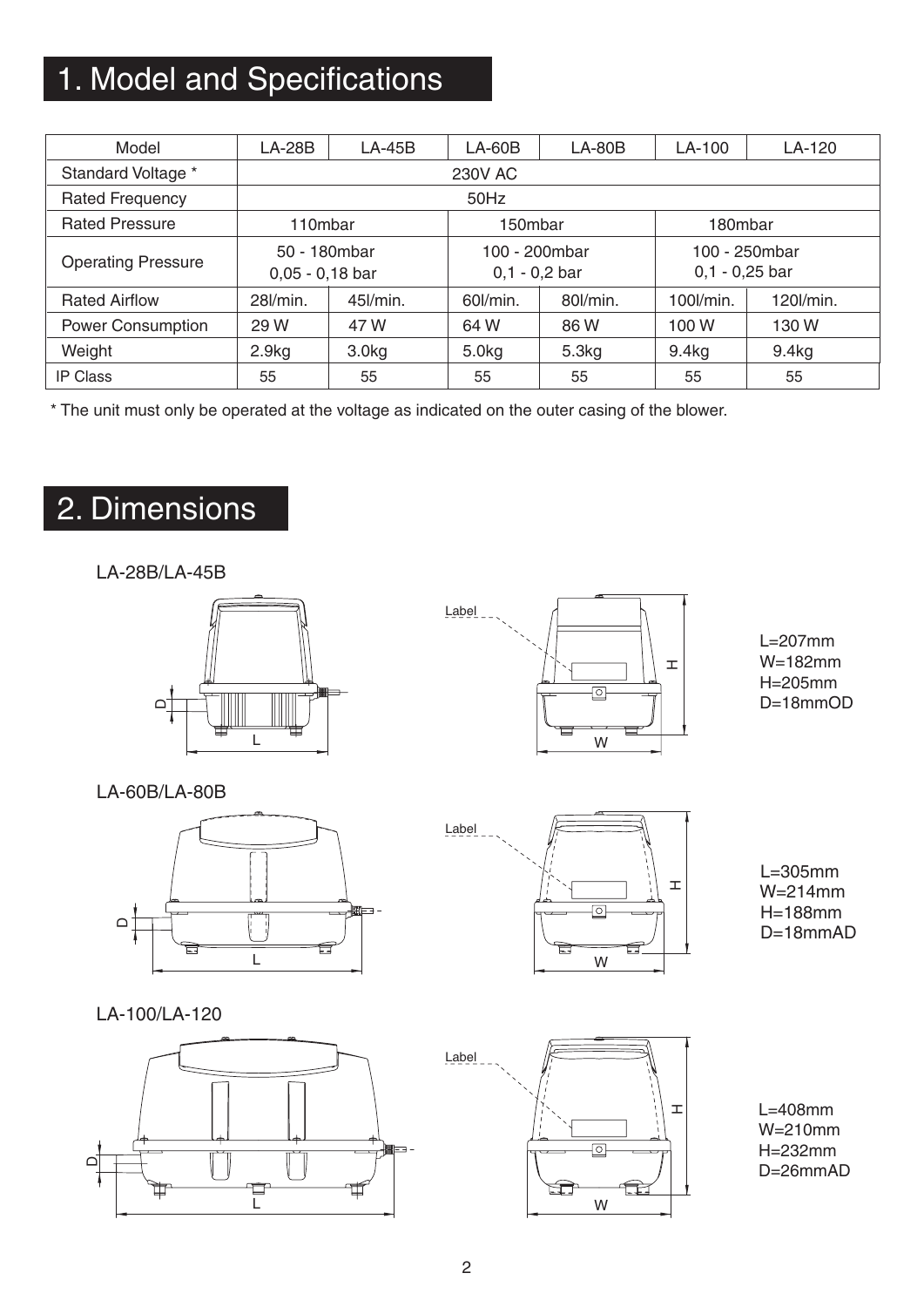# 1. Model and Specifications

| Model | LA-28B | LA-45B | LA-60B | LA-80B | LA-100 | LA-120 |
|---|---|---|---|---|---|---|
| Standard Voltage * | 230V AC | | | | | |
| Rated Frequency | 50Hz | | | | | |
| Rated Pressure | 110mbar | | 150mbar | | 180mbar | |
| Operating Pressure | 50 - 180mbar<br>0,05 - 0,18 bar | | 100 - 200mbar<br>0,1 - 0,2 bar | | 100 - 250mbar<br>0,1 - 0,25 bar | |
| Rated Airflow | 28l/min. | 45l/min. | 60l/min. | 80l/min. | 100l/min. | 120l/min. |
| Power Consumption | 29 W | 47 W | 64 W | 86 W | 100 W | 130 W |
| Weight | 2.9kg | 3.0kg | 5.0kg | 5.3kg | 9.4kg | 9.4kg |
| IP Class | 55 | 55 | 55 | 55 | 55 | 55 |

* The unit must only be operated at the voltage as indicated on the outer casing of the blower.

# 2. Dimensions

LA-28B/LA-45B

Label

L=207mm
W=182mm
H=205mm
D=18mmOD

LA-60B/LA-80B

Label

L=305mm
W=214mm
H=188mm
D=18mmAD

LA-100/LA-120

Label

L=408mm
W=210mm
H=232mm
D=26mmAD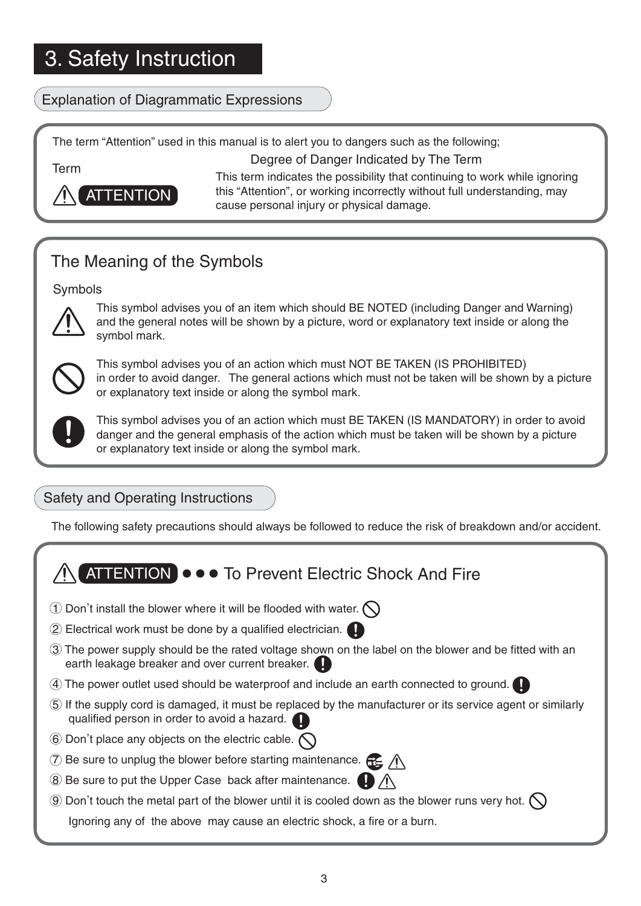# 3. Safety Instruction

## Explanation of Diagrammatic Expressions

The term "Attention" used in this manual is to alert you to dangers such as the following;

| Term | Degree of Danger Indicated by The Term |
| --- | --- |
| ⚠ ATTENTION | This term indicates the possibility that continuing to work while ignoring this "Attention", or working incorrectly without full understanding, may cause personal injury or physical damage. |

## The Meaning of the Symbols

Symbols

⚠ This symbol advises you of an item which should BE NOTED (including Danger and Warning) and the general notes will be shown by a picture, word or explanatory text inside or along the symbol mark.

⃠ This symbol advises you of an action which must NOT BE TAKEN (IS PROHIBITED) in order to avoid danger. The general actions which must not be taken will be shown by a picture or explanatory text inside or along the symbol mark.

❗ This symbol advises you of an action which must BE TAKEN (IS MANDATORY) in order to avoid danger and the general emphasis of the action which must be taken will be shown by a picture or explanatory text inside or along the symbol mark.

## Safety and Operating Instructions

The following safety precautions should always be followed to reduce the risk of breakdown and/or accident.

### ⚠ ATTENTION ● ● ● To Prevent Electric Shock And Fire

1. Don't install the blower where it will be flooded with water. ⃠
2. Electrical work must be done by a qualified electrician. ❗
3. The power supply should be the rated voltage shown on the label on the blower and be fitted with an earth leakage breaker and over current breaker. ❗
4. The power outlet used should be waterproof and include an earth connected to ground. ❗
5. If the supply cord is damaged, it must be replaced by the manufacturer or its service agent or similarly qualified person in order to avoid a hazard. ❗
6. Don't place any objects on the electric cable. ⃠
7. Be sure to unplug the blower before starting maintenance. ⚠
8. Be sure to put the Upper Case back after maintenance. ❗ ⚠
9. Don't touch the metal part of the blower until it is cooled down as the blower runs very hot. ⃠

Ignoring any of the above may cause an electric shock, a fire or a burn.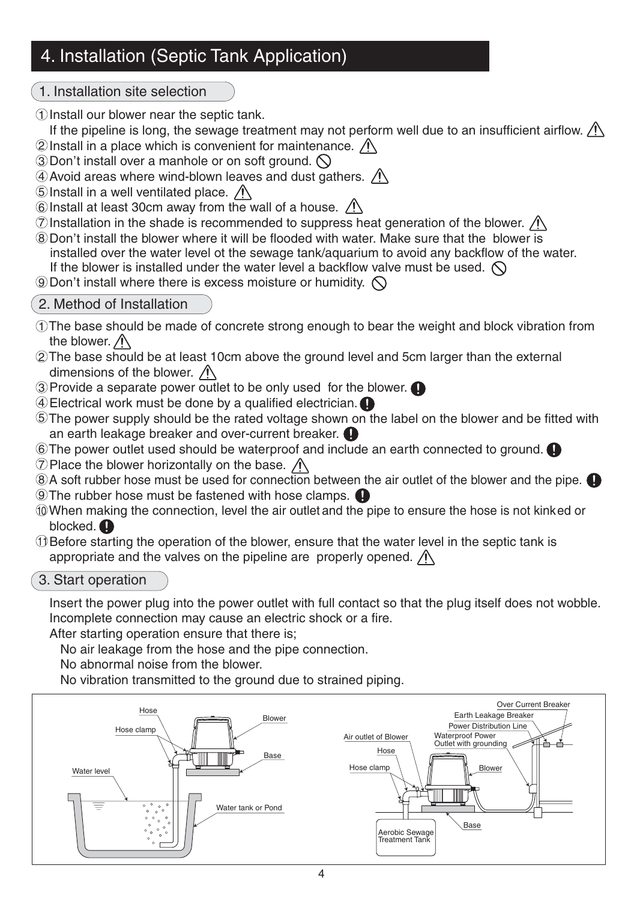# 4. Installation (Septic Tank Application)

## 1. Installation site selection

① Install our blower near the septic tank.
  If the pipeline is long, the sewage treatment may not perform well due to an insufficient airflow. ⚠
② Install in a place which is convenient for maintenance. ⚠
③ Don't install over a manhole or on soft ground. ⃠
④ Avoid areas where wind-blown leaves and dust gathers. ⚠
⑤ Install in a well ventilated place. ⚠
⑥ Install at least 30cm away from the wall of a house. ⚠
⑦ Installation in the shade is recommended to suppress heat generation of the blower. ⚠
⑧ Don't install the blower where it will be flooded with water. Make sure that the blower is installed over the water level ot the sewage tank/aquarium to avoid any backflow of the water. If the blower is installed under the water level a backflow valve must be used. ⃠
⑨ Don't install where there is excess moisture or humidity. ⃠

## 2. Method of Installation

① The base should be made of concrete strong enough to bear the weight and block vibration from the blower. ⚠
② The base should be at least 10cm above the ground level and 5cm larger than the external dimensions of the blower. ⚠
③ Provide a separate power outlet to be only used for the blower. ❗
④ Electrical work must be done by a qualified electrician. ❗
⑤ The power supply should be the rated voltage shown on the label on the blower and be fitted with an earth leakage breaker and over-current breaker. ❗
⑥ The power outlet used should be waterproof and include an earth connected to ground. ❗
⑦ Place the blower horizontally on the base. ⚠
⑧ A soft rubber hose must be used for connection between the air outlet of the blower and the pipe. ❗
⑨ The rubber hose must be fastened with hose clamps. ❗
⑩ When making the connection, level the air outlet and the pipe to ensure the hose is not kinked or blocked. ❗
⑪ Before starting the operation of the blower, ensure that the water level in the septic tank is appropriate and the valves on the pipeline are properly opened. ⚠

## 3. Start operation

Insert the power plug into the power outlet with full contact so that the plug itself does not wobble. Incomplete connection may cause an electric shock or a fire.
After starting operation ensure that there is;
  No air leakage from the hose and the pipe connection.
  No abnormal noise from the blower.
  No vibration transmitted to the ground due to strained piping.

Hose, Hose clamp, Blower, Base, Water level, Water tank or Pond

Over Current Breaker, Earth Leakage Breaker, Power Distribution Line, Air outlet of Blower, Waterproof Power Outlet with grounding, Hose, Hose clamp, Blower, Base, Aerobic Sewage Treatment Tank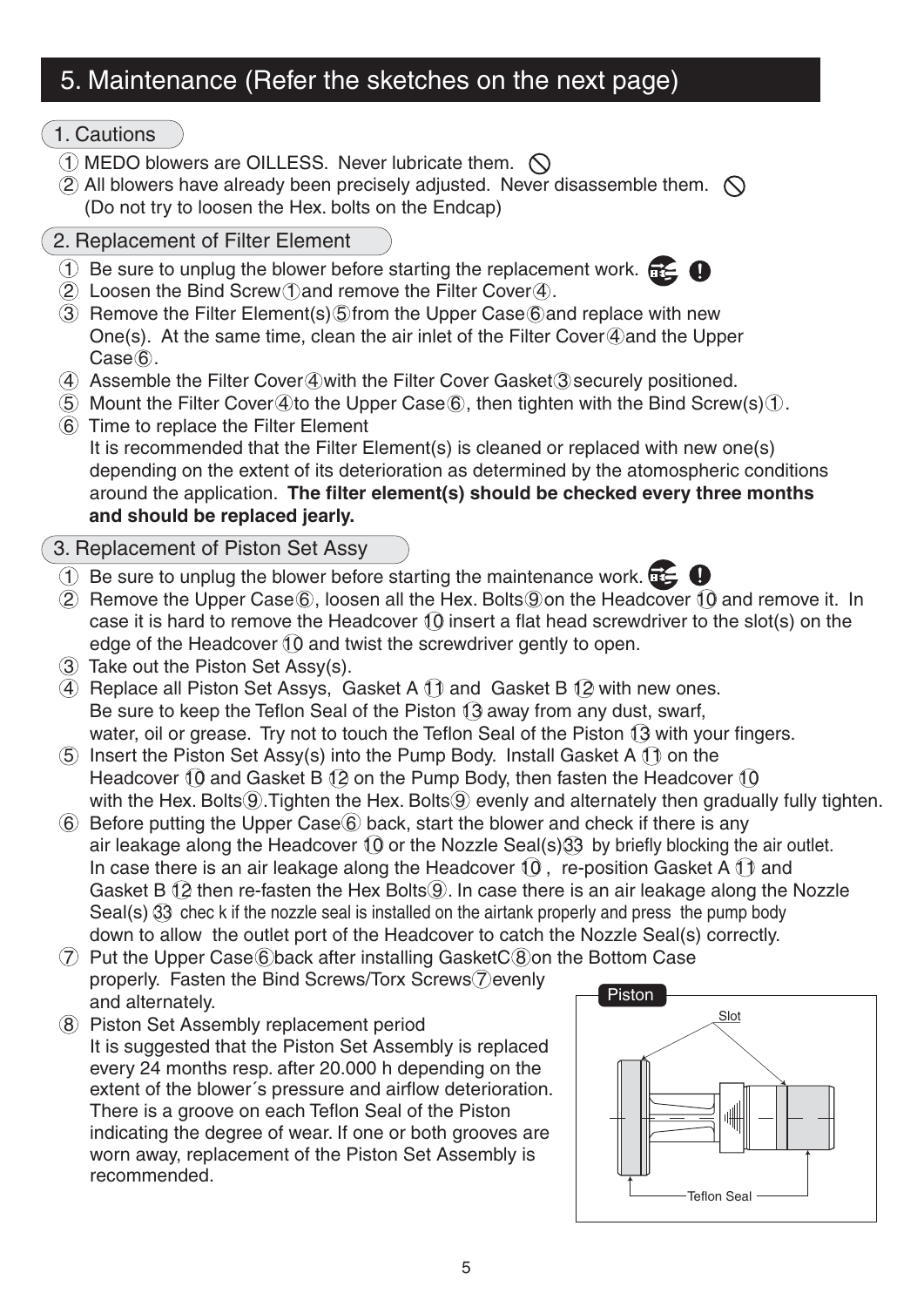# 5. Maintenance (Refer the sketches on the next page)

## 1. Cautions

① MEDO blowers are OILLESS. Never lubricate them.
② All blowers have already been precisely adjusted. Never disassemble them.
(Do not try to loosen the Hex. bolts on the Endcap)

## 2. Replacement of Filter Element

① Be sure to unplug the blower before starting the replacement work.
② Loosen the Bind Screw①and remove the Filter Cover④.
③ Remove the Filter Element(s)⑤from the Upper Case⑥and replace with new One(s). At the same time, clean the air inlet of the Filter Cover④and the Upper Case⑥.
④ Assemble the Filter Cover④with the Filter Cover Gasket③securely positioned.
⑤ Mount the Filter Cover④to the Upper Case⑥, then tighten with the Bind Screw(s)①.
⑥ Time to replace the Filter Element
It is recommended that the Filter Element(s) is cleaned or replaced with new one(s) depending on the extent of its deterioration as determined by the atmospheric conditions around the application. **The filter element(s) should be checked every three months and should be replaced jearly.**

## 3. Replacement of Piston Set Assy

① Be sure to unplug the blower before starting the maintenance work.
② Remove the Upper Case⑥, loosen all the Hex. Bolts⑨on the Headcover ⑩ and remove it. In case it is hard to remove the Headcover ⑩ insert a flat head screwdriver to the slot(s) on the edge of the Headcover ⑩ and twist the screwdriver gently to open.
③ Take out the Piston Set Assy(s).
④ Replace all Piston Set Assys, Gasket A ⑪ and Gasket B ⑫ with new ones.
Be sure to keep the Teflon Seal of the Piston ⑬ away from any dust, swarf, water, oil or grease. Try not to touch the Teflon Seal of the Piston ⑬ with your fingers.
⑤ Insert the Piston Set Assy(s) into the Pump Body. Install Gasket A ⑪ on the Headcover ⑩ and Gasket B ⑫ on the Pump Body, then fasten the Headcover ⑩ with the Hex. Bolts⑨.Tighten the Hex. Bolts⑨ evenly and alternately then gradually fully tighten.
⑥ Before putting the Upper Case⑥ back, start the blower and check if there is any air leakage along the Headcover ⑩ or the Nozzle Seal(s)㉝ by briefly blocking the air outlet. In case there is an air leakage along the Headcover ⑩ , re-position Gasket A ⑪ and Gasket B ⑫ then re-fasten the Hex Bolts⑨. In case there is an air leakage along the Nozzle Seal(s) ㉝ chec k if the nozzle seal is installed on the airtank properly and press the pump body down to allow the outlet port of the Headcover to catch the Nozzle Seal(s) correctly.
⑦ Put the Upper Case⑥back after installing GasketC⑧on the Bottom Case properly. Fasten the Bind Screws/Torx Screws⑦evenly and alternately.
⑧ Piston Set Assembly replacement period
It is suggested that the Piston Set Assembly is replaced every 24 months resp. after 20.000 h depending on the extent of the blower´s pressure and airflow deterioration. There is a groove on each Teflon Seal of the Piston indicating the degree of wear. If one or both grooves are worn away, replacement of the Piston Set Assembly is recommended.

Piston

Slot

Teflon Seal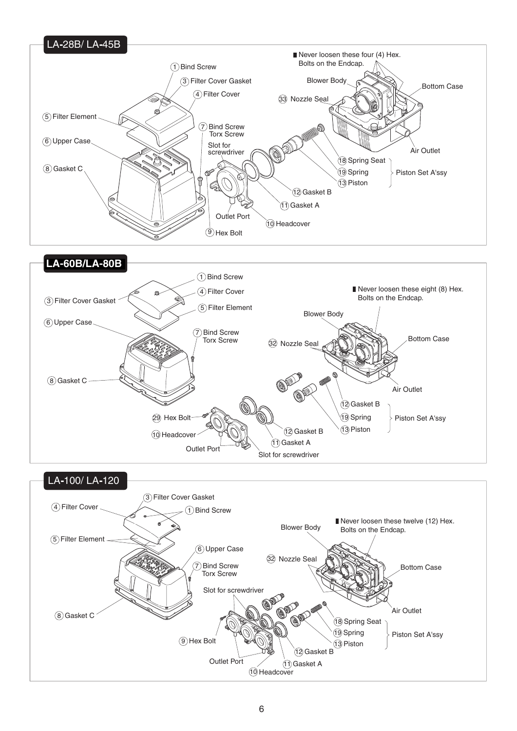## LA-28B/ LA-45B

① Bind Screw

③ Filter Cover Gasket

④ Filter Cover

⑤ Filter Element

⑥ Upper Case

⑦ Bind Screw Torx Screw

⑧ Gasket C

Slot for screwdriver

⑨ Hex Bolt

Outlet Port

⑩ Headcover

⑪ Gasket A

⑫ Gasket B

⑬ Piston

⑱ Spring Seat

⑲ Spring

Piston Set A'ssy

㉝ Nozzle Seal

Blower Body

■ Never loosen these four (4) Hex. Bolts on the Endcap.

Bottom Case

Air Outlet

## LA-60B/LA-80B

① Bind Screw

③ Filter Cover Gasket

④ Filter Cover

⑤ Filter Element

⑥ Upper Case

⑦ Bind Screw Torx Screw

⑧ Gasket C

㉙ Hex Bolt

⑩ Headcover

Outlet Port

⑪ Gasket A

⑫ Gasket B

Slot for screwdriver

⑬ Piston

⑲ Spring

⑫ Gasket B

Piston Set A'ssy

㉜ Nozzle Seal

Blower Body

■ Never loosen these eight (8) Hex. Bolts on the Endcap.

Bottom Case

Air Outlet

## LA-100/ LA-120

① Bind Screw

③ Filter Cover Gasket

④ Filter Cover

⑤ Filter Element

⑥ Upper Case

⑦ Bind Screw Torx Screw

⑧ Gasket C

Slot for screwdriver

⑨ Hex Bolt

Outlet Port

⑩ Headcover

⑪ Gasket A

⑫ Gasket B

⑬ Piston

⑱ Spring Seat

⑲ Spring

Piston Set A'ssy

㉜ Nozzle Seal

Blower Body

■ Never loosen these twelve (12) Hex. Bolts on the Endcap.

Bottom Case

Air Outlet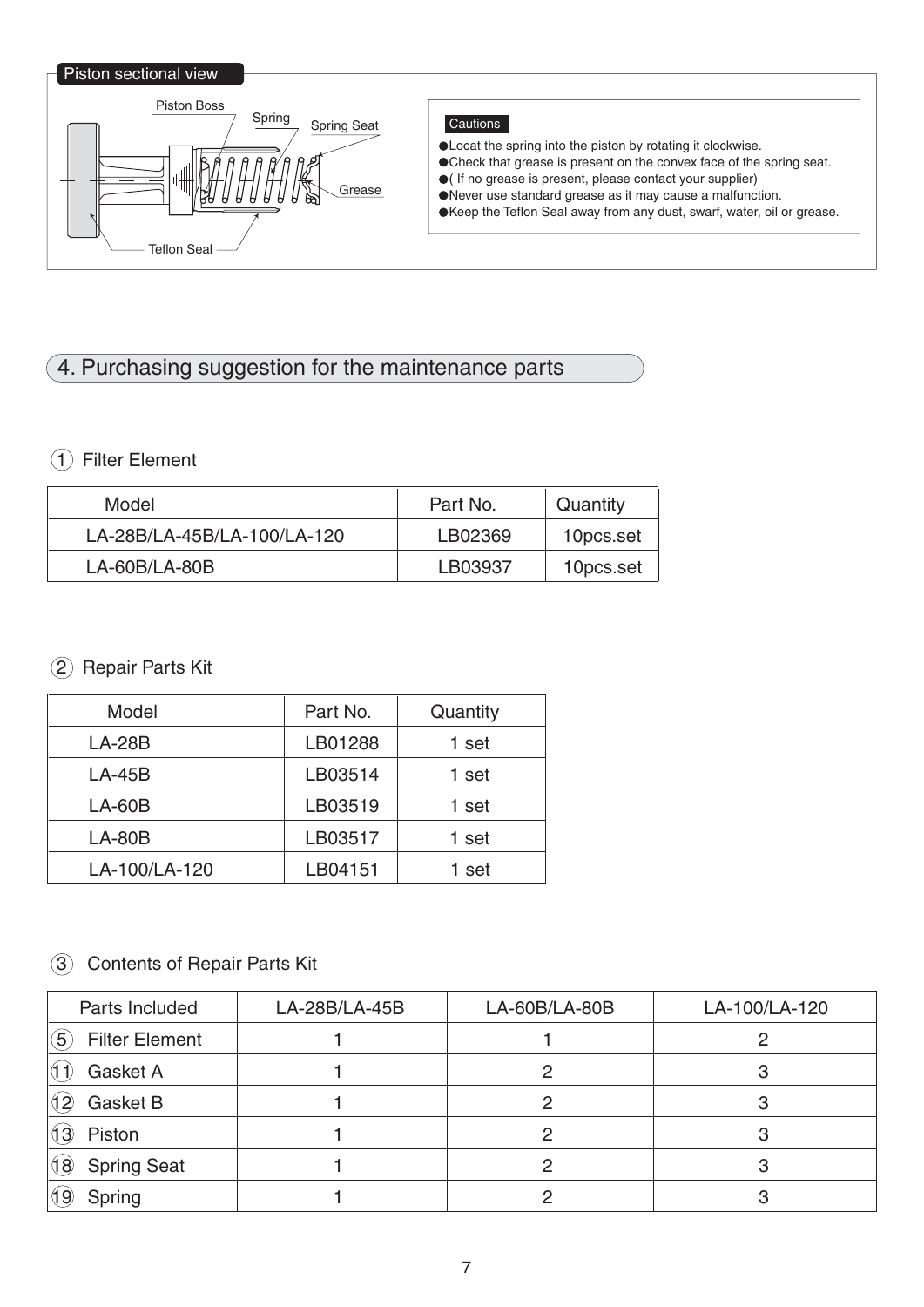Piston sectional view

Piston Boss
Spring
Spring Seat
Grease
Teflon Seal

Cautions

- Locat the spring into the piston by rotating it clockwise.
- Check that grease is present on the convex face of the spring seat.
- ( If no grease is present, please contact your supplier)
- Never use standard grease as it may cause a malfunction.
- Keep the Teflon Seal away from any dust, swarf, water, oil or grease.

## 4. Purchasing suggestion for the maintenance parts

### ① Filter Element

| Model | Part No. | Quantity |
| --- | --- | --- |
| LA-28B/LA-45B/LA-100/LA-120 | LB02369 | 10pcs.set |
| LA-60B/LA-80B | LB03937 | 10pcs.set |

### ② Repair Parts Kit

| Model | Part No. | Quantity |
| --- | --- | --- |
| LA-28B | LB01288 | 1 set |
| LA-45B | LB03514 | 1 set |
| LA-60B | LB03519 | 1 set |
| LA-80B | LB03517 | 1 set |
| LA-100/LA-120 | LB04151 | 1 set |

### ③ Contents of Repair Parts Kit

| Parts Included | LA-28B/LA-45B | LA-60B/LA-80B | LA-100/LA-120 |
| --- | --- | --- | --- |
| ⑤ Filter Element | 1 | 1 | 2 |
| ⑪ Gasket A | 1 | 2 | 3 |
| ⑫ Gasket B | 1 | 2 | 3 |
| ⑬ Piston | 1 | 2 | 3 |
| ⑱ Spring Seat | 1 | 2 | 3 |
| ⑲ Spring | 1 | 2 | 3 |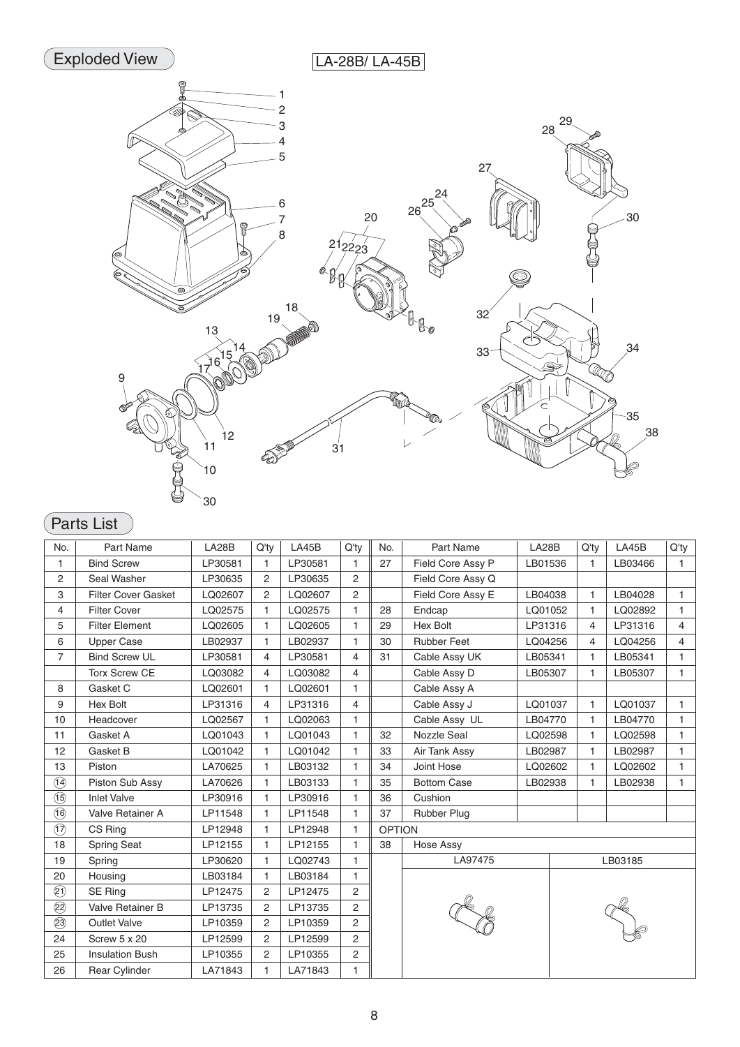## Exploded View

LA-28B/ LA-45B

## Parts List

| No. | Part Name | LA28B | Q'ty | LA45B | Q'ty | No. | Part Name | LA28B | Q'ty | LA45B | Q'ty |
|---|---|---|---|---|---|---|---|---|---|---|---|
| 1 | Bind Screw | LP30581 | 1 | LP30581 | 1 | 27 | Field Core Assy P | LB01536 | 1 | LB03466 | 1 |
| 2 | Seal Washer | LP30635 | 2 | LP30635 | 2 | | Field Core Assy Q | | | | |
| 3 | Filter Cover Gasket | LQ02607 | 2 | LQ02607 | 2 | | Field Core Assy E | LB04038 | 1 | LB04028 | 1 |
| 4 | Filter Cover | LQ02575 | 1 | LQ02575 | 1 | 28 | Endcap | LQ01052 | 1 | LQ02892 | 1 |
| 5 | Filter Element | LQ02605 | 1 | LQ02605 | 1 | 29 | Hex Bolt | LP31316 | 4 | LP31316 | 4 |
| 6 | Upper Case | LB02937 | 1 | LB02937 | 1 | 30 | Rubber Feet | LQ04256 | 4 | LQ04256 | 4 |
| 7 | Bind Screw UL | LP30581 | 4 | LP30581 | 4 | 31 | Cable Assy UK | LB05341 | 1 | LB05341 | 1 |
| | Torx Screw CE | LQ03082 | 4 | LQ03082 | 4 | | Cable Assy D | LB05307 | 1 | LB05307 | 1 |
| 8 | Gasket C | LQ02601 | 1 | LQ02601 | 1 | | Cable Assy A | | | | |
| 9 | Hex Bolt | LP31316 | 4 | LP31316 | 4 | | Cable Assy J | LQ01037 | 1 | LQ01037 | 1 |
| 10 | Headcover | LQ02567 | 1 | LQ02063 | 1 | | Cable Assy UL | LB04770 | 1 | LB04770 | 1 |
| 11 | Gasket A | LQ01043 | 1 | LQ01043 | 1 | 32 | Nozzle Seal | LQ02598 | 1 | LQ02598 | 1 |
| 12 | Gasket B | LQ01042 | 1 | LQ01042 | 1 | 33 | Air Tank Assy | LB02987 | 1 | LB02987 | 1 |
| 13 | Piston | LA70625 | 1 | LB03132 | 1 | 34 | Joint Hose | LQ02602 | 1 | LQ02602 | 1 |
| (14) | Piston Sub Assy | LA70626 | 1 | LB03133 | 1 | 35 | Bottom Case | LB02938 | 1 | LB02938 | 1 |
| (15) | Inlet Valve | LP30916 | 1 | LP30916 | 1 | 36 | Cushion | | | | |
| (16) | Valve Retainer A | LP11548 | 1 | LP11548 | 1 | 37 | Rubber Plug | | | | |
| (17) | CS Ring | LP12948 | 1 | LP12948 | 1 | OPTION | | | | | |
| 18 | Spring Seat | LP12155 | 1 | LP12155 | 1 | 38 | Hose Assy | | | | |
| 19 | Spring | LP30620 | 1 | LQ02743 | 1 | | LA97475 | | | LB03185 | |
| 20 | Housing | LB03184 | 1 | LB03184 | 1 | | | | | | |
| (21) | SE Ring | LP12475 | 2 | LP12475 | 2 | | | | | | |
| (22) | Valve Retainer B | LP13735 | 2 | LP13735 | 2 | | | | | | |
| (23) | Outlet Valve | LP10359 | 2 | LP10359 | 2 | | | | | | |
| 24 | Screw 5 x 20 | LP12599 | 2 | LP12599 | 2 | | | | | | |
| 25 | Insulation Bush | LP10355 | 2 | LP10355 | 2 | | | | | | |
| 26 | Rear Cylinder | LA71843 | 1 | LA71843 | 1 | | | | | | |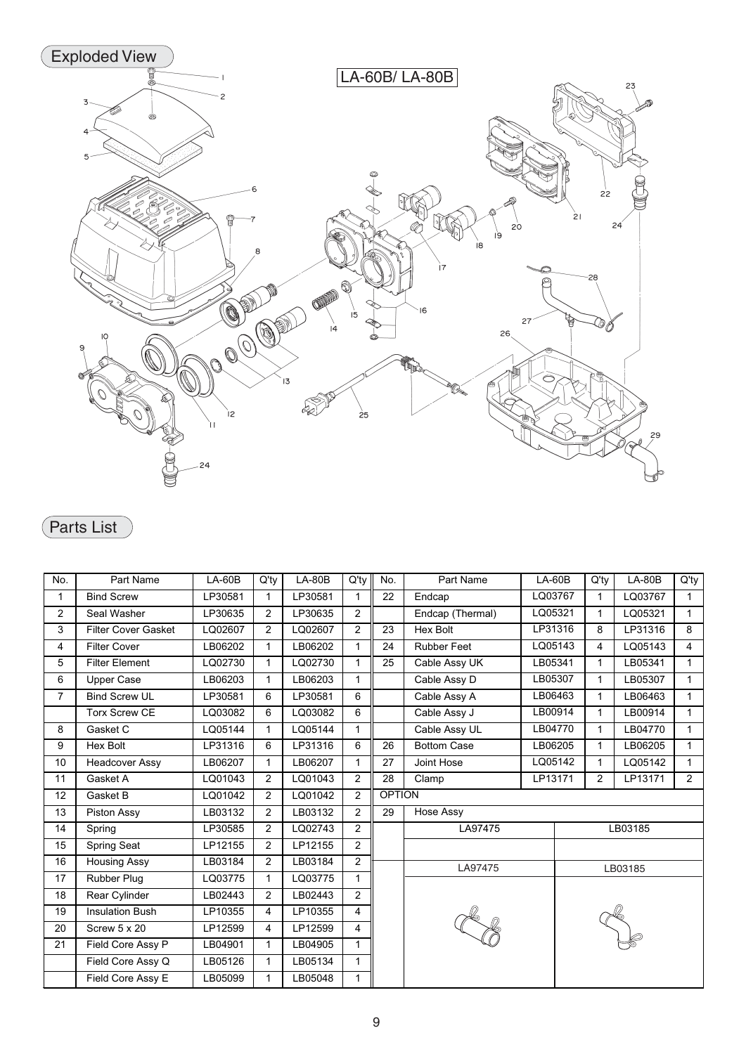## Exploded View

LA-60B/ LA-80B

## Parts List

| No. | Part Name | LA-60B | Q'ty | LA-80B | Q'ty | No. | Part Name | LA-60B | Q'ty | LA-80B | Q'ty |
|---|---|---|---|---|---|---|---|---|---|---|---|
| 1 | Bind Screw | LP30581 | 1 | LP30581 | 1 | 22 | Endcap | LQ03767 | 1 | LQ03767 | 1 |
| 2 | Seal Washer | LP30635 | 2 | LP30635 | 2 | | Endcap (Thermal) | LQ05321 | 1 | LQ05321 | 1 |
| 3 | Filter Cover Gasket | LQ02607 | 2 | LQ02607 | 2 | 23 | Hex Bolt | LP31316 | 8 | LP31316 | 8 |
| 4 | Filter Cover | LB06202 | 1 | LB06202 | 1 | 24 | Rubber Feet | LQ05143 | 4 | LQ05143 | 4 |
| 5 | Filter Element | LQ02730 | 1 | LQ02730 | 1 | 25 | Cable Assy UK | LB05341 | 1 | LB05341 | 1 |
| 6 | Upper Case | LB06203 | 1 | LB06203 | 1 | | Cable Assy D | LB05307 | 1 | LB05307 | 1 |
| 7 | Bind Screw UL | LP30581 | 6 | LP30581 | 6 | | Cable Assy A | LB06463 | 1 | LB06463 | 1 |
| | Torx Screw CE | LQ03082 | 6 | LQ03082 | 6 | | Cable Assy J | LB00914 | 1 | LB00914 | 1 |
| 8 | Gasket C | LQ05144 | 1 | LQ05144 | 1 | | Cable Assy UL | LB04770 | 1 | LB04770 | 1 |
| 9 | Hex Bolt | LP31316 | 6 | LP31316 | 6 | 26 | Bottom Case | LB06205 | 1 | LB06205 | 1 |
| 10 | Headcover Assy | LB06207 | 1 | LB06207 | 1 | 27 | Joint Hose | LQ05142 | 1 | LQ05142 | 1 |
| 11 | Gasket A | LQ01043 | 2 | LQ01043 | 2 | 28 | Clamp | LP13171 | 2 | LP13171 | 2 |
| 12 | Gasket B | LQ01042 | 2 | LQ01042 | 2 | OPTION | | | | | |
| 13 | Piston Assy | LB03132 | 2 | LB03132 | 2 | 29 | Hose Assy | | | | |
| 14 | Spring | LP30585 | 2 | LQ02743 | 2 | | | LA97475 | | LB03185 | |
| 15 | Spring Seat | LP12155 | 2 | LP12155 | 2 | | | | | | |
| 16 | Housing Assy | LB03184 | 2 | LB03184 | 2 | | | LA97475 | | LB03185 | |
| 17 | Rubber Plug | LQ03775 | 1 | LQ03775 | 1 | | | | | | |
| 18 | Rear Cylinder | LB02443 | 2 | LB02443 | 2 | | | | | | |
| 19 | Insulation Bush | LP10355 | 4 | LP10355 | 4 | | | | | | |
| 20 | Screw 5 x 20 | LP12599 | 4 | LP12599 | 4 | | | | | | |
| 21 | Field Core Assy P | LB04901 | 1 | LB04905 | 1 | | | | | | |
| | Field Core Assy Q | LB05126 | 1 | LB05134 | 1 | | | | | | |
| | Field Core Assy E | LB05099 | 1 | LB05048 | 1 | | | | | | |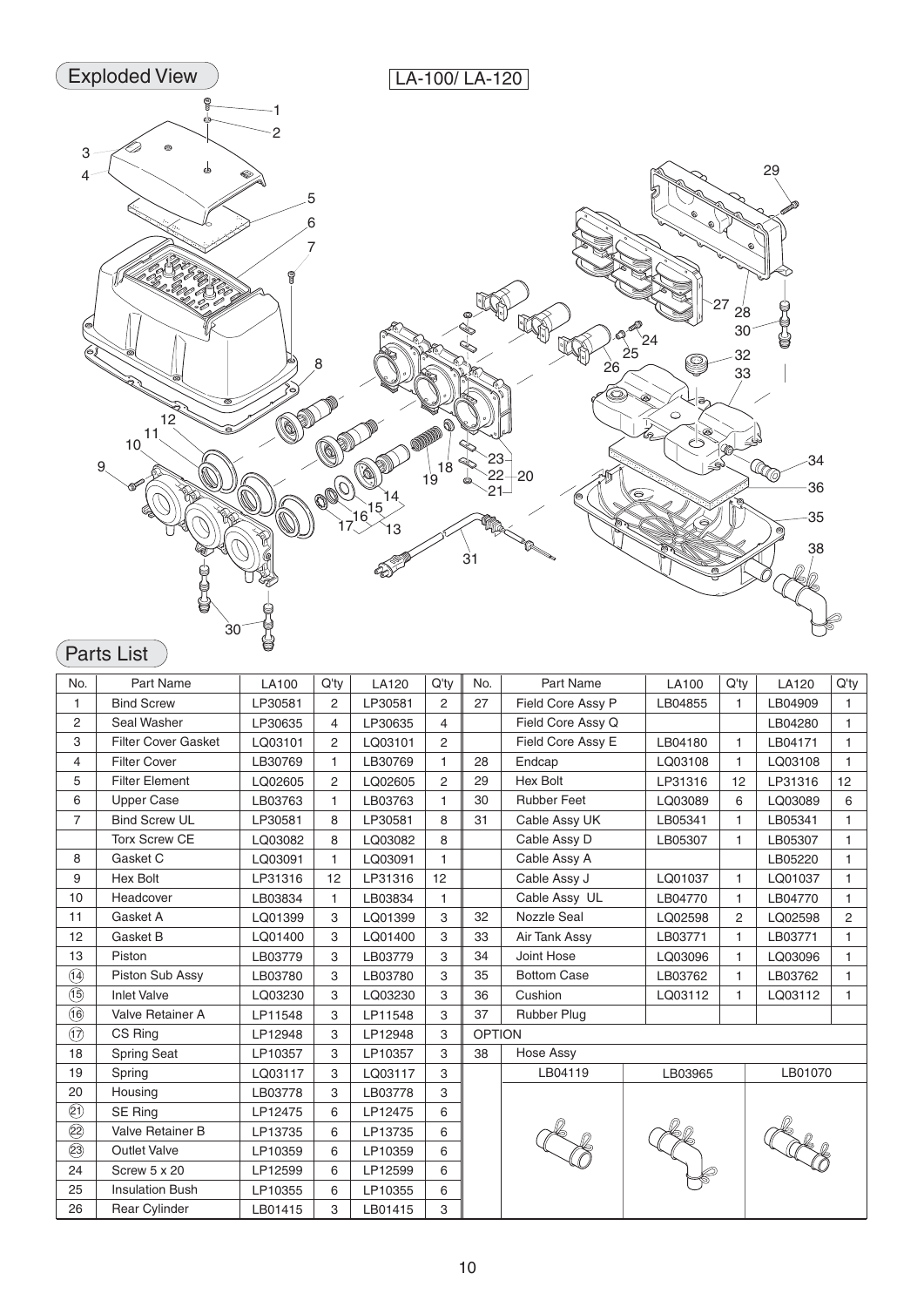## Exploded View

LA-100/ LA-120

## Parts List

| No. | Part Name | LA100 | Q'ty | LA120 | Q'ty | No. | Part Name | LA100 | Q'ty | LA120 | Q'ty |
|---|---|---|---|---|---|---|---|---|---|---|---|
| 1 | Bind Screw | LP30581 | 2 | LP30581 | 2 | 27 | Field Core Assy P | LB04855 | 1 | LB04909 | 1 |
| 2 | Seal Washer | LP30635 | 4 | LP30635 | 4 | | Field Core Assy Q | | | LB04280 | 1 |
| 3 | Filter Cover Gasket | LQ03101 | 2 | LQ03101 | 2 | | Field Core Assy E | LB04180 | 1 | LB04171 | 1 |
| 4 | Filter Cover | LB30769 | 1 | LB30769 | 1 | 28 | Endcap | LQ03108 | 1 | LQ03108 | 1 |
| 5 | Filter Element | LQ02605 | 2 | LQ02605 | 2 | 29 | Hex Bolt | LP31316 | 12 | LP31316 | 12 |
| 6 | Upper Case | LB03763 | 1 | LB03763 | 1 | 30 | Rubber Feet | LQ03089 | 6 | LQ03089 | 6 |
| 7 | Bind Screw UL | LP30581 | 8 | LP30581 | 8 | 31 | Cable Assy UK | LB05341 | 1 | LB05341 | 1 |
| | Torx Screw CE | LQ03082 | 8 | LQ03082 | 8 | | Cable Assy D | LB05307 | 1 | LB05307 | 1 |
| 8 | Gasket C | LQ03091 | 1 | LQ03091 | 1 | | Cable Assy A | | | LB05220 | 1 |
| 9 | Hex Bolt | LP31316 | 12 | LP31316 | 12 | | Cable Assy J | LQ01037 | 1 | LQ01037 | 1 |
| 10 | Headcover | LB03834 | 1 | LB03834 | 1 | | Cable Assy UL | LB04770 | 1 | LB04770 | 1 |
| 11 | Gasket A | LQ01399 | 3 | LQ01399 | 3 | 32 | Nozzle Seal | LQ02598 | 2 | LQ02598 | 2 |
| 12 | Gasket B | LQ01400 | 3 | LQ01400 | 3 | 33 | Air Tank Assy | LB03771 | 1 | LB03771 | 1 |
| 13 | Piston | LB03779 | 3 | LB03779 | 3 | 34 | Joint Hose | LQ03096 | 1 | LQ03096 | 1 |
| ⑭ | Piston Sub Assy | LB03780 | 3 | LB03780 | 3 | 35 | Bottom Case | LB03762 | 1 | LB03762 | 1 |
| ⑮ | Inlet Valve | LQ03230 | 3 | LQ03230 | 3 | 36 | Cushion | LQ03112 | 1 | LQ03112 | 1 |
| ⑯ | Valve Retainer A | LP11548 | 3 | LP11548 | 3 | 37 | Rubber Plug | | | | |
| ⑰ | CS Ring | LP12948 | 3 | LP12948 | 3 | OPTION | | | | | |
| 18 | Spring Seat | LP10357 | 3 | LP10357 | 3 | 38 | Hose Assy | | | | |
| 19 | Spring | LQ03117 | 3 | LQ03117 | 3 | | LB04119 | LB03965 | | LB01070 | |
| 20 | Housing | LB03778 | 3 | LB03778 | 3 | | | | | | |
| ㉑ | SE Ring | LP12475 | 6 | LP12475 | 6 | | | | | | |
| ㉒ | Valve Retainer B | LP13735 | 6 | LP13735 | 6 | | | | | | |
| ㉓ | Outlet Valve | LP10359 | 6 | LP10359 | 6 | | | | | | |
| 24 | Screw 5 x 20 | LP12599 | 6 | LP12599 | 6 | | | | | | |
| 25 | Insulation Bush | LP10355 | 6 | LP10355 | 6 | | | | | | |
| 26 | Rear Cylinder | LB01415 | 3 | LB01415 | 3 | | | | | | |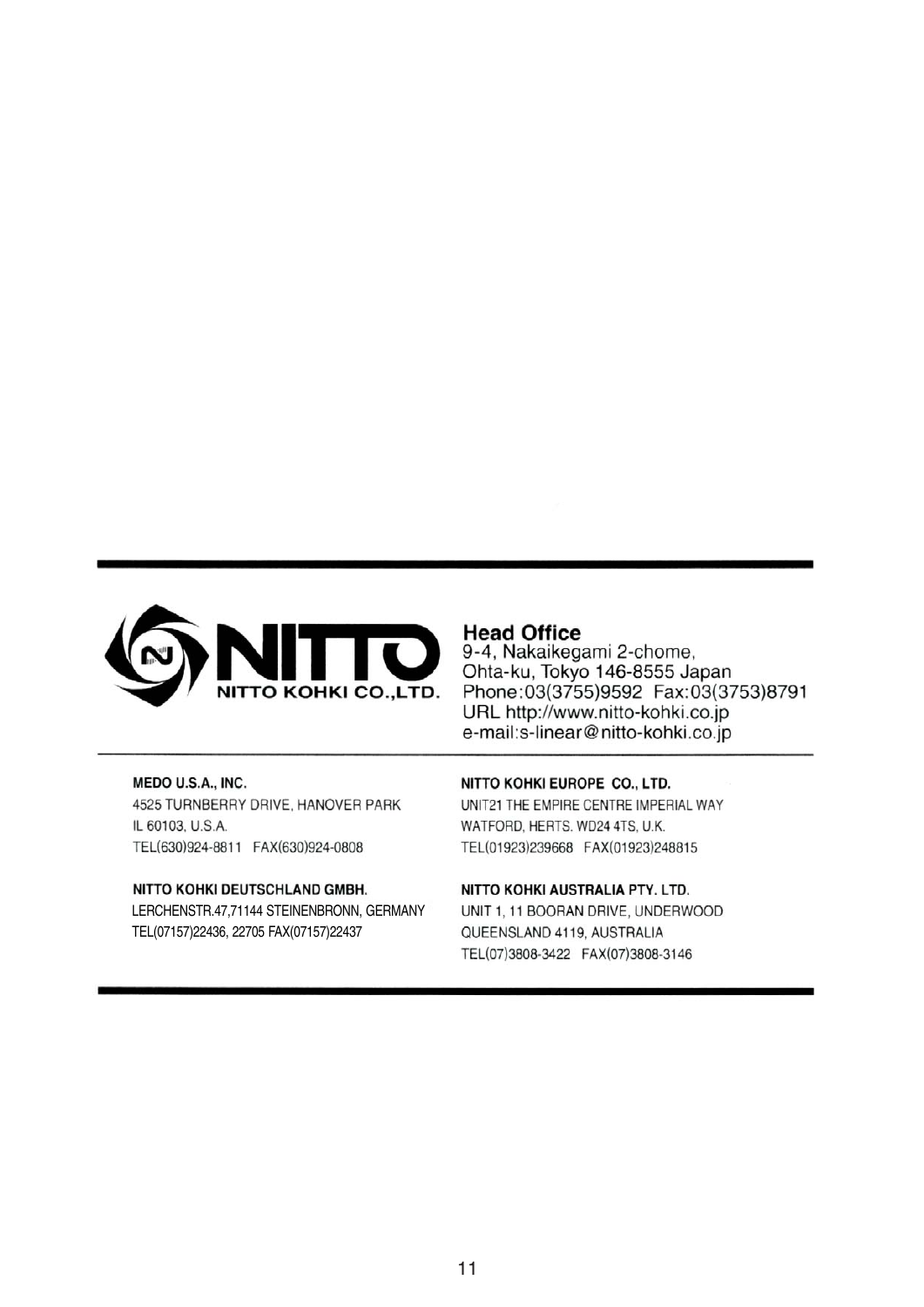NITTO KOHKI CO.,LTD.

**Head Office**
9-4, Nakaikegami 2-chome,
Ohta-ku, Tokyo 146-8555 Japan
Phone:03(3755)9592 Fax:03(3753)8791
URL http://www.nitto-kohki.co.jp
e-mail:s-linear@nitto-kohki.co.jp

**MEDO U.S.A., INC.**
4525 TURNBERRY DRIVE, HANOVER PARK
IL 60103, U.S.A.
TEL(630)924-8811 FAX(630)924-0808

**NITTO KOHKI DEUTSCHLAND GMBH.**
LERCHENSTR.47,71144 STEINENBRONN, GERMANY
TEL(07157)22436, 22705 FAX(07157)22437

**NITTO KOHKI EUROPE CO., LTD.**
UNIT21 THE EMPIRE CENTRE IMPERIAL WAY
WATFORD, HERTS. WD24 4TS, U.K.
TEL(01923)239668 FAX(01923)248815

**NITTO KOHKI AUSTRALIA PTY. LTD.**
UNIT 1, 11 BOORAN DRIVE, UNDERWOOD
QUEENSLAND 4119, AUSTRALIA
TEL(07)3808-3422 FAX(07)3808-3146